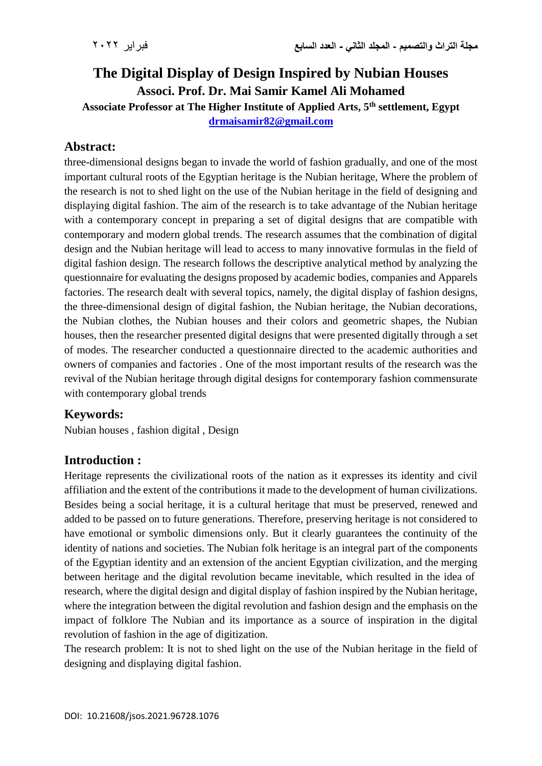# The Digital Display of Design Inspired by Nubian Houses

## Associ. Prof. Dr. Mai Samir Kamel Ali Mohamed

**Associate Professor at The Higher Institute of Applied Arts, 5th settlement, Egypt**

**drmaisamir82@gmail.com**

## Abstract:

three-dimensional designs began to invade the world of fashion gradually, and one of the most important cultural roots of the Egyptian heritage is the Nubian heritage, Where the problem of the research is not to shed light on the use of the Nubian heritage in the field of designing and displaying digital fashion. The aim of the research is to take advantage of the Nubian heritage with a contemporary concept in preparing a set of digital designs that are compatible with contemporary and modern global trends. The research assumes that the combination of digital design and the Nubian heritage will lead to access to many innovative formulas in the field of digital fashion design. The research follows the descriptive analytical method by analyzing the questionnaire for evaluating the designs proposed by academic bodies, companies and Apparels factories. The research dealt with several topics, namely, the digital display of fashion designs, the three-dimensional design of digital fashion, the Nubian heritage, the Nubian decorations, the Nubian clothes, the Nubian houses and their colors and geometric shapes, the Nubian houses, then the researcher presented digital designs that were presented digitally through a set of modes. The researcher conducted a questionnaire directed to the academic authorities and owners of companies and factories . One of the most important results of the research was the revival of the Nubian heritage through digital designs for contemporary fashion commensurate with contemporary global trends

## Keywords:

Nubian houses , fashion digital , Design

## Introduction :

Heritage represents the civilizational roots of the nation as it expresses its identity and civil affiliation and the extent of the contributions it made to the development of human civilizations. Besides being a social heritage, it is a cultural heritage that must be preserved, renewed and added to be passed on to future generations. Therefore, preserving heritage is not considered to have emotional or symbolic dimensions only. But it clearly guarantees the continuity of the identity of nations and societies. The Nubian folk heritage is an integral part of the components of the Egyptian identity and an extension of the ancient Egyptian civilization, and the merging between heritage and the digital revolution became inevitable, which resulted in the idea of research, where the digital design and digital display of fashion inspired by the Nubian heritage, where the integration between the digital revolution and fashion design and the emphasis on the impact of folklore The Nubian and its importance as a source of inspiration in the digital revolution of fashion in the age of digitization.

The research problem: It is not to shed light on the use of the Nubian heritage in the field of designing and displaying digital fashion.

DOI: 10.21608/jsos.2021.96728.1076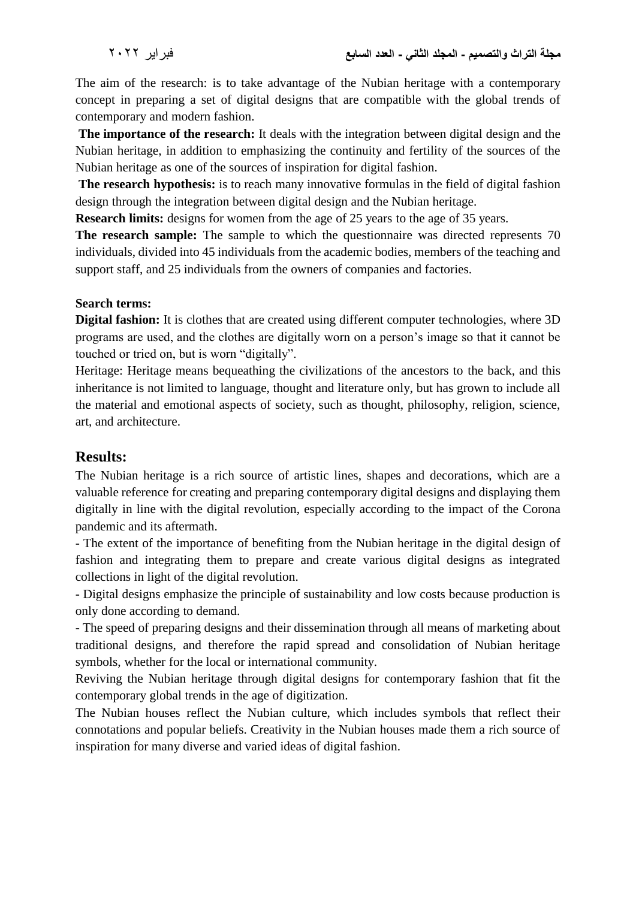The aim of the research: is to take advantage of the Nubian heritage with a contemporary concept in preparing a set of digital designs that are compatible with the global trends of contemporary and modern fashion.

**The importance of the research:** It deals with the integration between digital design and the Nubian heritage, in addition to emphasizing the continuity and fertility of the sources of the Nubian heritage as one of the sources of inspiration for digital fashion.

**The research hypothesis:** is to reach many innovative formulas in the field of digital fashion design through the integration between digital design and the Nubian heritage.

**Research limits:** designs for women from the age of 25 years to the age of 35 years.

**The research sample:** The sample to which the questionnaire was directed represents 70 individuals, divided into 45 individuals from the academic bodies, members of the teaching and support staff, and 25 individuals from the owners of companies and factories.

**Search terms:**

**Digital fashion:** It is clothes that are created using different computer technologies, where 3D programs are used, and the clothes are digitally worn on a person's image so that it cannot be touched or tried on, but is worn "digitally".

Heritage: Heritage means bequeathing the civilizations of the ancestors to the back, and this inheritance is not limited to language, thought and literature only, but has grown to include all the material and emotional aspects of society, such as thought, philosophy, religion, science, art, and architecture.

## Results:

The Nubian heritage is a rich source of artistic lines, shapes and decorations, which are a valuable reference for creating and preparing contemporary digital designs and displaying them digitally in line with the digital revolution, especially according to the impact of the Corona pandemic and its aftermath.

- The extent of the importance of benefiting from the Nubian heritage in the digital design of fashion and integrating them to prepare and create various digital designs as integrated collections in light of the digital revolution.
- Digital designs emphasize the principle of sustainability and low costs because production is only done according to demand.
- The speed of preparing designs and their dissemination through all means of marketing about traditional designs, and therefore the rapid spread and consolidation of Nubian heritage symbols, whether for the local or international community.

Reviving the Nubian heritage through digital designs for contemporary fashion that fit the contemporary global trends in the age of digitization.

The Nubian houses reflect the Nubian culture, which includes symbols that reflect their connotations and popular beliefs. Creativity in the Nubian houses made them a rich source of inspiration for many diverse and varied ideas of digital fashion.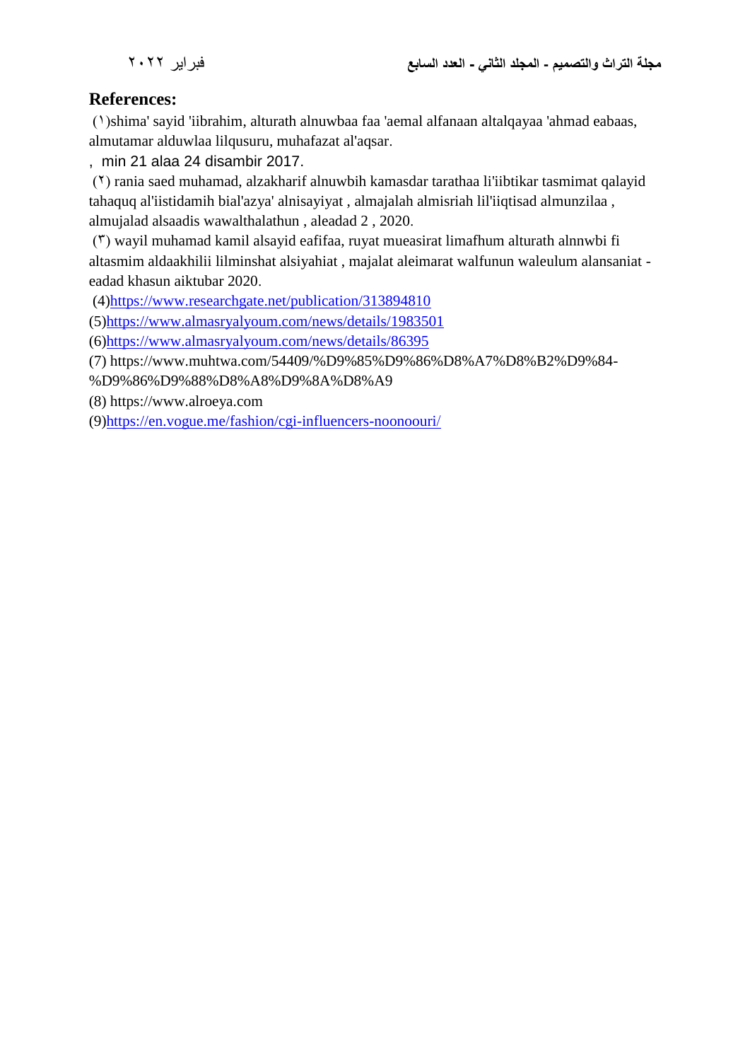## References:

(١)shima' sayid 'iibrahim, alturath alnuwbaa faa 'aemal alfanaan altalqayaa 'ahmad eabaas, almutamar alduwlaa lilqusuru, muhafazat al'aqsar.

, min 21 alaa 24 disambir 2017.

(٢) rania saed muhamad, alzakharif alnuwbih kamasdar tarathaa li'iibtikar tasmimat qalayid tahaquq al'iistidamih bial'azya' alnisayiyat , almajalah almisriah lil'iiqtisad almunzilaa , almujalad alsaadis wawalthalathun , aleadad 2 , 2020.

(٣) wayil muhamad kamil alsayid eafifaa, ruyat mueasirat limafhum alturath alnnwbi fi altasmim aldaakhilii lilminshat alsiyahiat , majalat aleimarat walfunun waleulum alansaniat - eadad khasun aiktubar 2020.

(4)https://www.researchgate.net/publication/313894810

(5)https://www.almasryalyoum.com/news/details/1983501

(6)https://www.almasryalyoum.com/news/details/86395

(7) https://www.muhtwa.com/54409/%D9%85%D9%86%D8%A7%D8%B2%D9%84-%D9%86%D9%88%D8%A8%D9%8A%D8%A9

(8) https://www.alroeya.com

(9)https://en.vogue.me/fashion/cgi-influencers-noonoouri/